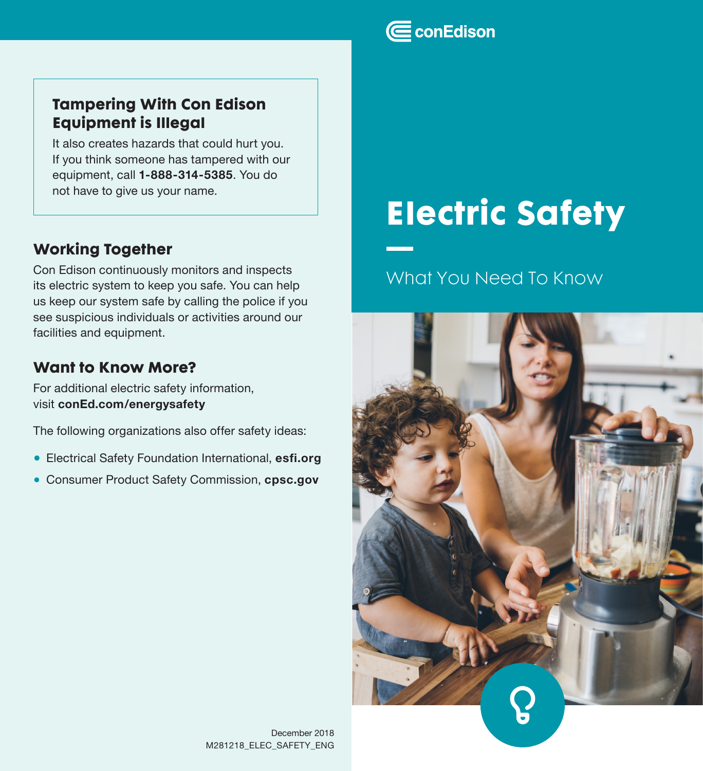# Electric Safety

## What You Need To Know

### Tampering With Con Edison Equipment is Illegal

It also creates hazards that could hurt you. If you think someone has tampered with our equipment, call **1-888-314-5385**. You do not have to give us your name.

### Working Together

Con Edison continuously monitors and inspects its electric system to keep you safe. You can help us keep our system safe by calling the police if you see suspicious individuals or activities around our facilities and equipment.

### Want to Know More?

For additional electric safety information, visit **conEd.com/energysafety**

The following organizations also offer safety ideas:

- Electrical Safety Foundation International, **esfi.org**
- Consumer Product Safety Commission, **cpsc.gov**

December 2018
M281218_ELEC_SAFETY_ENG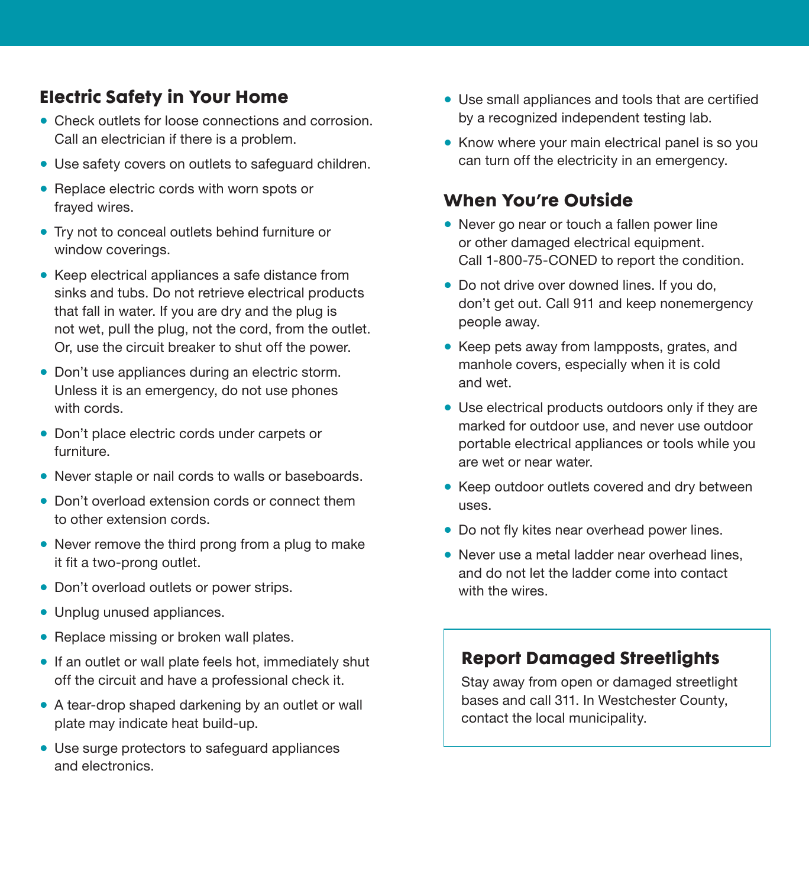## Electric Safety in Your Home

- Check outlets for loose connections and corrosion. Call an electrician if there is a problem.
- Use safety covers on outlets to safeguard children.
- Replace electric cords with worn spots or frayed wires.
- Try not to conceal outlets behind furniture or window coverings.
- Keep electrical appliances a safe distance from sinks and tubs. Do not retrieve electrical products that fall in water. If you are dry and the plug is not wet, pull the plug, not the cord, from the outlet. Or, use the circuit breaker to shut off the power.
- Don't use appliances during an electric storm. Unless it is an emergency, do not use phones with cords.
- Don't place electric cords under carpets or furniture.
- Never staple or nail cords to walls or baseboards.
- Don't overload extension cords or connect them to other extension cords.
- Never remove the third prong from a plug to make it fit a two-prong outlet.
- Don't overload outlets or power strips.
- Unplug unused appliances.
- Replace missing or broken wall plates.
- If an outlet or wall plate feels hot, immediately shut off the circuit and have a professional check it.
- A tear-drop shaped darkening by an outlet or wall plate may indicate heat build-up.
- Use surge protectors to safeguard appliances and electronics.
- Use small appliances and tools that are certified by a recognized independent testing lab.
- Know where your main electrical panel is so you can turn off the electricity in an emergency.

## When You're Outside

- Never go near or touch a fallen power line or other damaged electrical equipment. Call 1-800-75-CONED to report the condition.
- Do not drive over downed lines. If you do, don't get out. Call 911 and keep nonemergency people away.
- Keep pets away from lampposts, grates, and manhole covers, especially when it is cold and wet.
- Use electrical products outdoors only if they are marked for outdoor use, and never use outdoor portable electrical appliances or tools while you are wet or near water.
- Keep outdoor outlets covered and dry between uses.
- Do not fly kites near overhead power lines.
- Never use a metal ladder near overhead lines, and do not let the ladder come into contact with the wires.

### Report Damaged Streetlights

Stay away from open or damaged streetlight bases and call 311. In Westchester County, contact the local municipality.